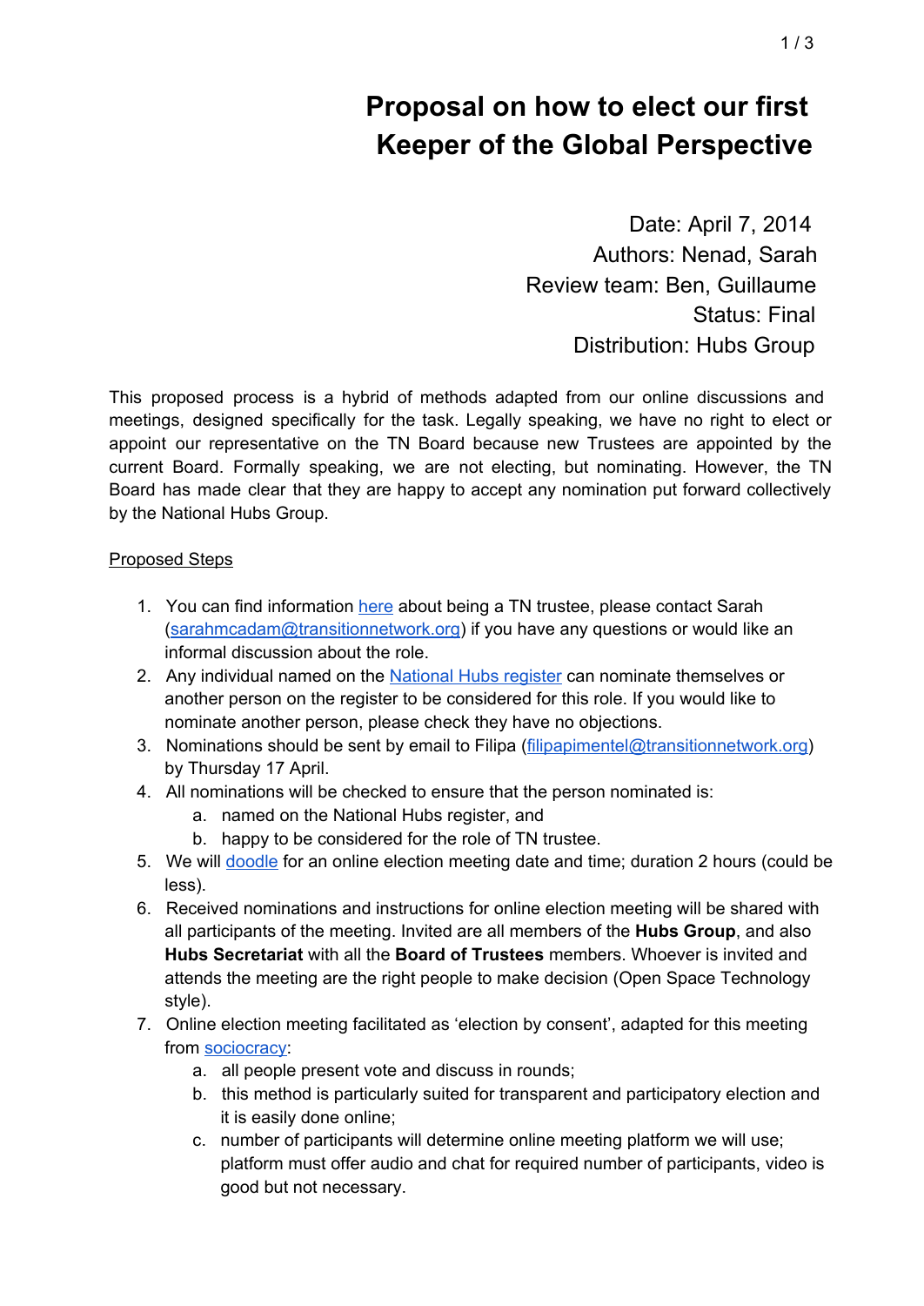# Proposal on how to elect our first Keeper of the Global Perspective

Date: April 7, 2014
Authors: Nenad, Sarah
Review team: Ben, Guillaume
Status: Final
Distribution: Hubs Group

This proposed process is a hybrid of methods adapted from our online discussions and meetings, designed specifically for the task. Legally speaking, we have no right to elect or appoint our representative on the TN Board because new Trustees are appointed by the current Board. Formally speaking, we are not electing, but nominating. However, the TN Board has made clear that they are happy to accept any nomination put forward collectively by the National Hubs Group.

<u>Proposed Steps</u>

1. You can find information here about being a TN trustee, please contact Sarah (sarahmcadam@transitionnetwork.org) if you have any questions or would like an informal discussion about the role.
2. Any individual named on the National Hubs register can nominate themselves or another person on the register to be considered for this role. If you would like to nominate another person, please check they have no objections.
3. Nominations should be sent by email to Filipa (filipapimentel@transitionnetwork.org) by Thursday 17 April.
4. All nominations will be checked to ensure that the person nominated is:
   a. named on the National Hubs register, and
   b. happy to be considered for the role of TN trustee.
5. We will doodle for an online election meeting date and time; duration 2 hours (could be less).
6. Received nominations and instructions for online election meeting will be shared with all participants of the meeting. Invited are all members of the **Hubs Group**, and also **Hubs Secretariat** with all the **Board of Trustees** members. Whoever is invited and attends the meeting are the right people to make decision (Open Space Technology style).
7. Online election meeting facilitated as 'election by consent', adapted for this meeting from sociocracy:
   a. all people present vote and discuss in rounds;
   b. this method is particularly suited for transparent and participatory election and it is easily done online;
   c. number of participants will determine online meeting platform we will use; platform must offer audio and chat for required number of participants, video is good but not necessary.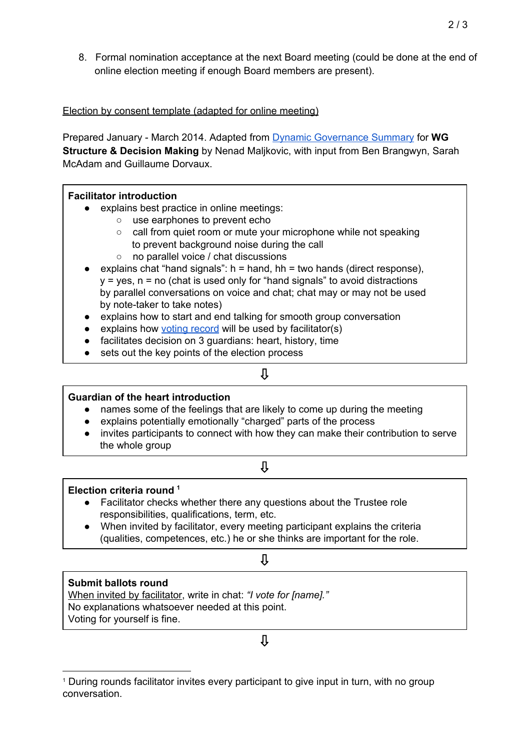8. Formal nomination acceptance at the next Board meeting (could be done at the end of online election meeting if enough Board members are present).

Election by consent template (adapted for online meeting)

Prepared January - March 2014. Adapted from Dynamic Governance Summary for **WG Structure & Decision Making** by Nenad Maljkovic, with input from Ben Brangwyn, Sarah McAdam and Guillaume Dorvaux.

**Facilitator introduction**

- explains best practice in online meetings:
  - use earphones to prevent echo
  - call from quiet room or mute your microphone while not speaking to prevent background noise during the call
  - no parallel voice / chat discussions
- explains chat "hand signals": h = hand, hh = two hands (direct response), y = yes, n = no (chat is used only for "hand signals" to avoid distractions by parallel conversations on voice and chat; chat may or may not be used by note-taker to take notes)
- explains how to start and end talking for smooth group conversation
- explains how voting record will be used by facilitator(s)
- facilitates decision on 3 guardians: heart, history, time
- sets out the key points of the election process

⇩

**Guardian of the heart introduction**

- names some of the feelings that are likely to come up during the meeting
- explains potentially emotionally "charged" parts of the process
- invites participants to connect with how they can make their contribution to serve the whole group

⇩

**Election criteria round** [1]

- Facilitator checks whether there any questions about the Trustee role responsibilities, qualifications, term, etc.
- When invited by facilitator, every meeting participant explains the criteria (qualities, competences, etc.) he or she thinks are important for the role.

⇩

**Submit ballots round**

When invited by facilitator, write in chat: *"I vote for [name]."*
No explanations whatsoever needed at this point.
Voting for yourself is fine.

⇩

[1] During rounds facilitator invites every participant to give input in turn, with no group conversation.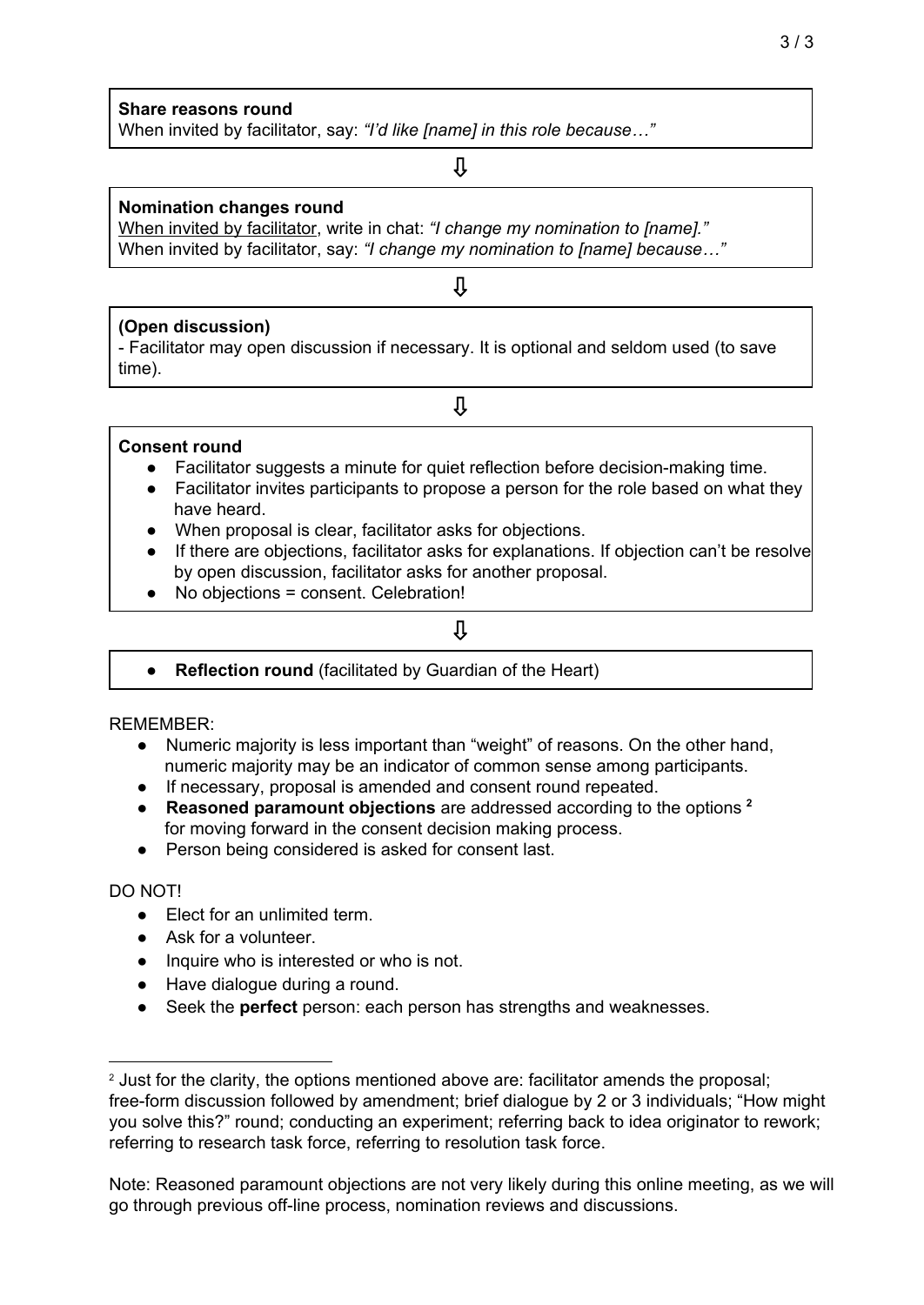**Share reasons round**
When invited by facilitator, say: *"I'd like [name] in this role because…"*

⇩

**Nomination changes round**
<u>When invited by facilitator</u>, write in chat: *"I change my nomination to [name]."*
When invited by facilitator, say: *"I change my nomination to [name] because…"*

⇩

**(Open discussion)**
- Facilitator may open discussion if necessary. It is optional and seldom used (to save time).

⇩

**Consent round**

- Facilitator suggests a minute for quiet reflection before decision-making time.
- Facilitator invites participants to propose a person for the role based on what they have heard.
- When proposal is clear, facilitator asks for objections.
- If there are objections, facilitator asks for explanations. If objection can't be resolve by open discussion, facilitator asks for another proposal.
- No objections = consent. Celebration!

⇩

- **Reflection round** (facilitated by Guardian of the Heart)

REMEMBER:

- Numeric majority is less important than "weight" of reasons. On the other hand, numeric majority may be an indicator of common sense among participants.
- If necessary, proposal is amended and consent round repeated.
- **Reasoned paramount objections** are addressed according to the options [2] for moving forward in the consent decision making process.
- Person being considered is asked for consent last.

DO NOT!

- Elect for an unlimited term.
- Ask for a volunteer.
- Inquire who is interested or who is not.
- Have dialogue during a round.
- Seek the **perfect** person: each person has strengths and weaknesses.

---

[2] Just for the clarity, the options mentioned above are: facilitator amends the proposal; free-form discussion followed by amendment; brief dialogue by 2 or 3 individuals; "How might you solve this?" round; conducting an experiment; referring back to idea originator to rework; referring to research task force, referring to resolution task force.

Note: Reasoned paramount objections are not very likely during this online meeting, as we will go through previous off-line process, nomination reviews and discussions.